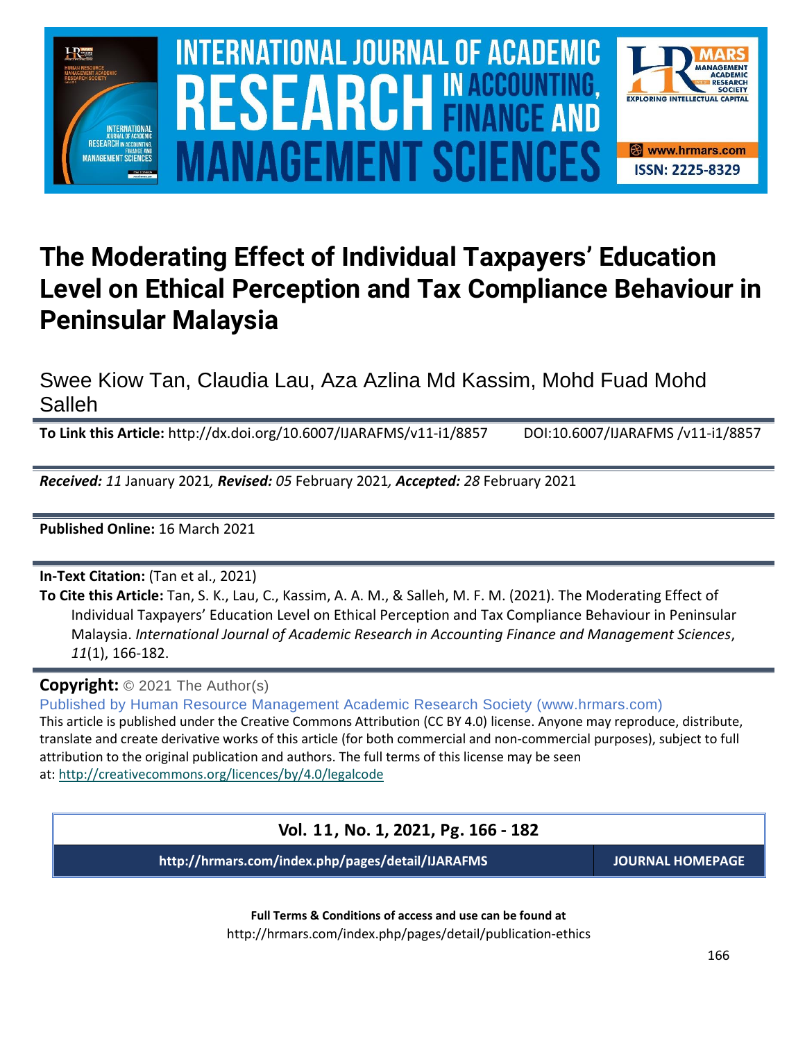# The Moderating Effect of Individual Taxpayers' Education Level on Ethical Perception and Tax Compliance Behaviour in Peninsular Malaysia

Swee Kiow Tan, Claudia Lau, Aza Azlina Md Kassim, Mohd Fuad Mohd Salleh

**To Link this Article:** http://dx.doi.org/10.6007/IJARAFMS/v11-i1/8857 DOI:10.6007/IJARAFMS /v11-i1/8857

***Received:*** *11* January 2021*, **Revised:*** *05* February 2021*, **Accepted:*** *28* February 2021

**Published Online:** 16 March 2021

**In-Text Citation:** (Tan et al., 2021)

**To Cite this Article:** Tan, S. K., Lau, C., Kassim, A. A. M., & Salleh, M. F. M. (2021). The Moderating Effect of Individual Taxpayers' Education Level on Ethical Perception and Tax Compliance Behaviour in Peninsular Malaysia. *International Journal of Academic Research in Accounting Finance and Management Sciences*, *11*(1), 166-182.

**Copyright:** © 2021 The Author(s)

Published by Human Resource Management Academic Research Society (www.hrmars.com)

This article is published under the Creative Commons Attribution (CC BY 4.0) license. Anyone may reproduce, distribute, translate and create derivative works of this article (for both commercial and non-commercial purposes), subject to full attribution to the original publication and authors. The full terms of this license may be seen at: http://creativecommons.org/licences/by/4.0/legalcode

**Vol. 11, No. 1, 2021, Pg. 166 - 182**

**http://hrmars.com/index.php/pages/detail/IJARAFMS** | **JOURNAL HOMEPAGE**

**Full Terms & Conditions of access and use can be found at**

http://hrmars.com/index.php/pages/detail/publication-ethics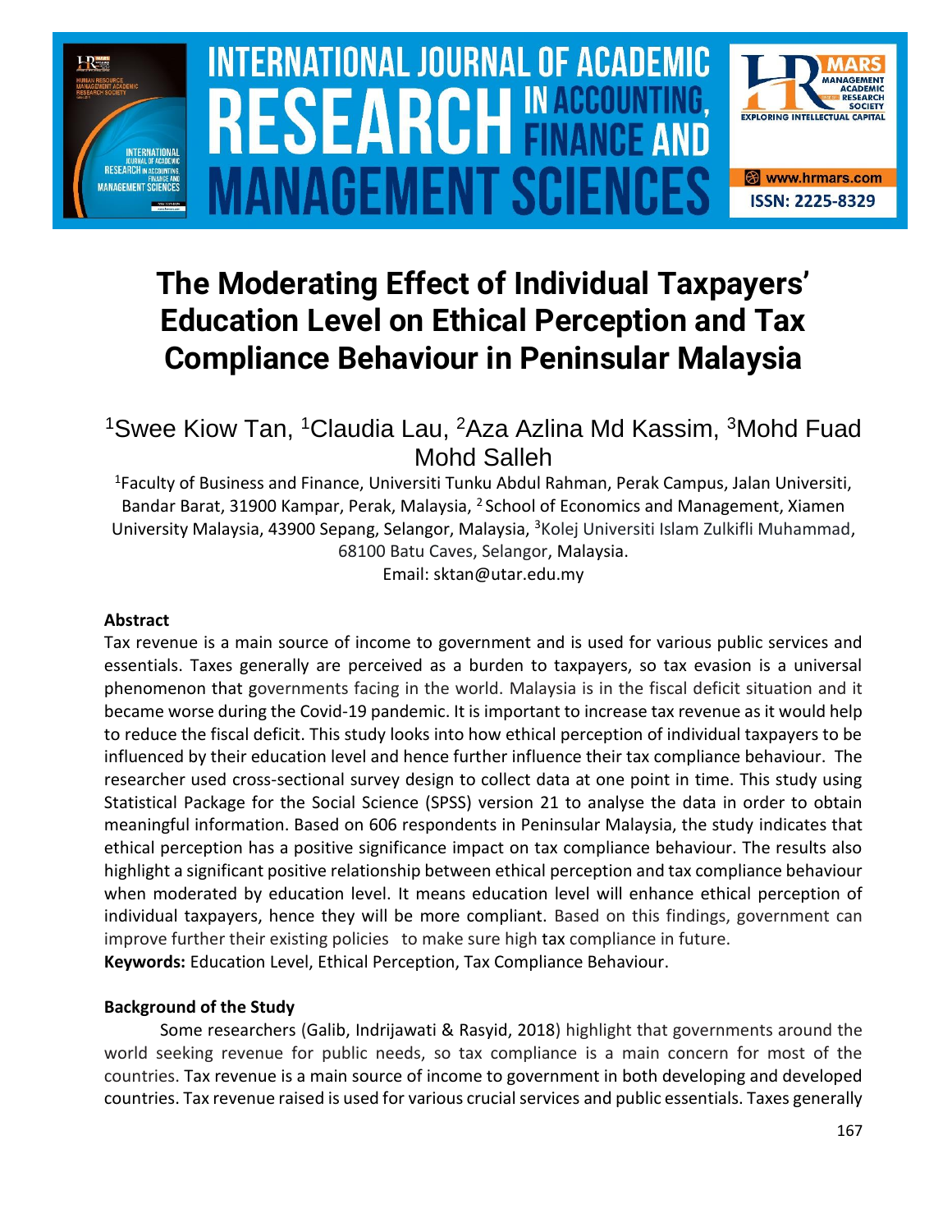# The Moderating Effect of Individual Taxpayers' Education Level on Ethical Perception and Tax Compliance Behaviour in Peninsular Malaysia

[1]Swee Kiow Tan, [1]Claudia Lau, [2]Aza Azlina Md Kassim, [3]Mohd Fuad Mohd Salleh

[1]Faculty of Business and Finance, Universiti Tunku Abdul Rahman, Perak Campus, Jalan Universiti, Bandar Barat, 31900 Kampar, Perak, Malaysia, [2]School of Economics and Management, Xiamen University Malaysia, 43900 Sepang, Selangor, Malaysia, [3]Kolej Universiti Islam Zulkifli Muhammad, 68100 Batu Caves, Selangor, Malaysia.

Email: sktan@utar.edu.my

**Abstract**

Tax revenue is a main source of income to government and is used for various public services and essentials. Taxes generally are perceived as a burden to taxpayers, so tax evasion is a universal phenomenon that governments facing in the world. Malaysia is in the fiscal deficit situation and it became worse during the Covid-19 pandemic. It is important to increase tax revenue as it would help to reduce the fiscal deficit. This study looks into how ethical perception of individual taxpayers to be influenced by their education level and hence further influence their tax compliance behaviour. The researcher used cross-sectional survey design to collect data at one point in time. This study using Statistical Package for the Social Science (SPSS) version 21 to analyse the data in order to obtain meaningful information. Based on 606 respondents in Peninsular Malaysia, the study indicates that ethical perception has a positive significance impact on tax compliance behaviour. The results also highlight a significant positive relationship between ethical perception and tax compliance behaviour when moderated by education level. It means education level will enhance ethical perception of individual taxpayers, hence they will be more compliant. Based on this findings, government can improve further their existing policies to make sure high tax compliance in future.

**Keywords:** Education Level, Ethical Perception, Tax Compliance Behaviour.

**Background of the Study**

Some researchers (Galib, Indrijawati & Rasyid, 2018) highlight that governments around the world seeking revenue for public needs, so tax compliance is a main concern for most of the countries. Tax revenue is a main source of income to government in both developing and developed countries. Tax revenue raised is used for various crucial services and public essentials. Taxes generally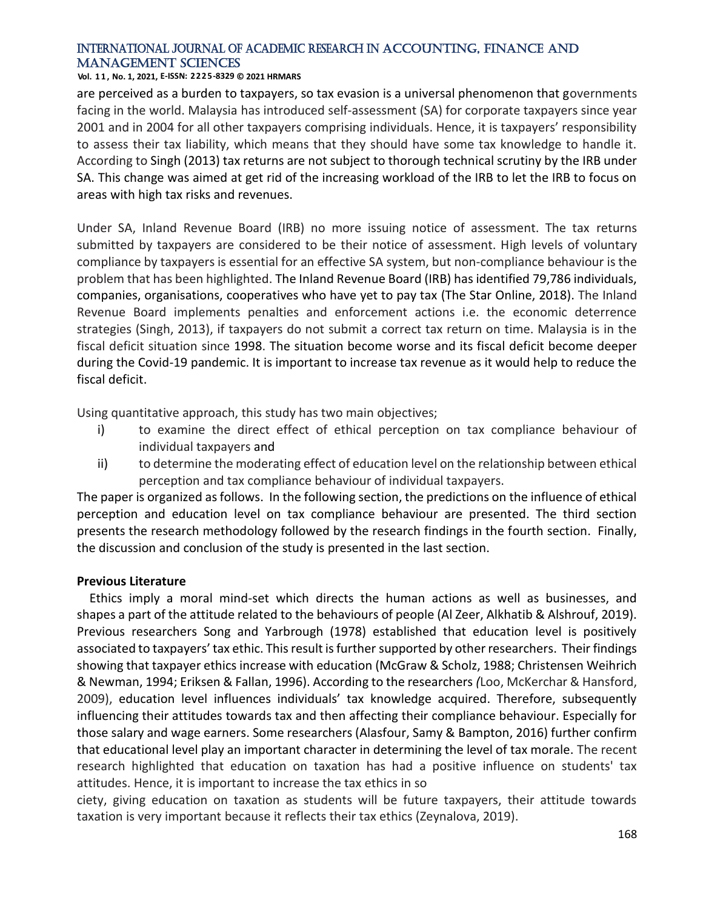are perceived as a burden to taxpayers, so tax evasion is a universal phenomenon that governments facing in the world. Malaysia has introduced self-assessment (SA) for corporate taxpayers since year 2001 and in 2004 for all other taxpayers comprising individuals. Hence, it is taxpayers' responsibility to assess their tax liability, which means that they should have some tax knowledge to handle it. According to Singh (2013) tax returns are not subject to thorough technical scrutiny by the IRB under SA. This change was aimed at get rid of the increasing workload of the IRB to let the IRB to focus on areas with high tax risks and revenues.

Under SA, Inland Revenue Board (IRB) no more issuing notice of assessment. The tax returns submitted by taxpayers are considered to be their notice of assessment. High levels of voluntary compliance by taxpayers is essential for an effective SA system, but non-compliance behaviour is the problem that has been highlighted. The Inland Revenue Board (IRB) has identified 79,786 individuals, companies, organisations, cooperatives who have yet to pay tax (The Star Online, 2018). The Inland Revenue Board implements penalties and enforcement actions i.e. the economic deterrence strategies (Singh, 2013), if taxpayers do not submit a correct tax return on time. Malaysia is in the fiscal deficit situation since 1998. The situation become worse and its fiscal deficit become deeper during the Covid-19 pandemic. It is important to increase tax revenue as it would help to reduce the fiscal deficit.

Using quantitative approach, this study has two main objectives;

- i) to examine the direct effect of ethical perception on tax compliance behaviour of individual taxpayers and
- ii) to determine the moderating effect of education level on the relationship between ethical perception and tax compliance behaviour of individual taxpayers.

The paper is organized as follows. In the following section, the predictions on the influence of ethical perception and education level on tax compliance behaviour are presented. The third section presents the research methodology followed by the research findings in the fourth section. Finally, the discussion and conclusion of the study is presented in the last section.

## Previous Literature

Ethics imply a moral mind-set which directs the human actions as well as businesses, and shapes a part of the attitude related to the behaviours of people (Al Zeer, Alkhatib & Alshrouf, 2019). Previous researchers Song and Yarbrough (1978) established that education level is positively associated to taxpayers' tax ethic. This result is further supported by other researchers. Their findings showing that taxpayer ethics increase with education (McGraw & Scholz, 1988; Christensen Weihrich & Newman, 1994; Eriksen & Fallan, 1996). According to the researchers *(*Loo, McKerchar & Hansford, 2009), education level influences individuals' tax knowledge acquired. Therefore, subsequently influencing their attitudes towards tax and then affecting their compliance behaviour. Especially for those salary and wage earners. Some researchers (Alasfour, Samy & Bampton, 2016) further confirm that educational level play an important character in determining the level of tax morale. The recent research highlighted that education on taxation has had a positive influence on students' tax attitudes. Hence, it is important to increase the tax ethics in society, giving education on taxation as students will be future taxpayers, their attitude towards taxation is very important because it reflects their tax ethics (Zeynalova, 2019).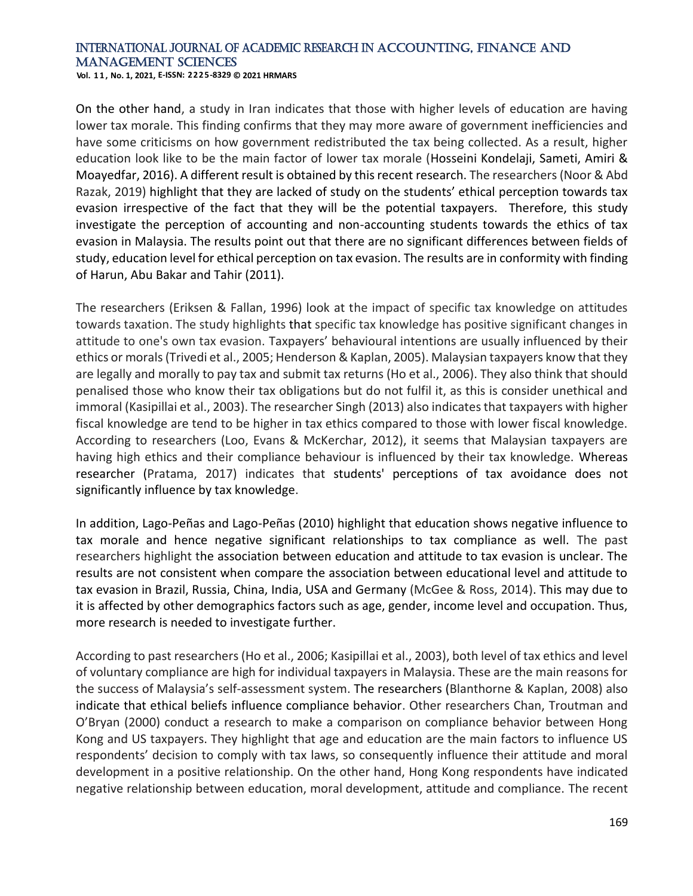On the other hand, a study in Iran indicates that those with higher levels of education are having lower tax morale. This finding confirms that they may more aware of government inefficiencies and have some criticisms on how government redistributed the tax being collected. As a result, higher education look like to be the main factor of lower tax morale (Hosseini Kondelaji, Sameti, Amiri & Moayedfar, 2016). A different result is obtained by this recent research. The researchers (Noor & Abd Razak, 2019) highlight that they are lacked of study on the students' ethical perception towards tax evasion irrespective of the fact that they will be the potential taxpayers. Therefore, this study investigate the perception of accounting and non-accounting students towards the ethics of tax evasion in Malaysia. The results point out that there are no significant differences between fields of study, education level for ethical perception on tax evasion. The results are in conformity with finding of Harun, Abu Bakar and Tahir (2011).

The researchers (Eriksen & Fallan, 1996) look at the impact of specific tax knowledge on attitudes towards taxation. The study highlights that specific tax knowledge has positive significant changes in attitude to one's own tax evasion. Taxpayers' behavioural intentions are usually influenced by their ethics or morals (Trivedi et al., 2005; Henderson & Kaplan, 2005). Malaysian taxpayers know that they are legally and morally to pay tax and submit tax returns (Ho et al., 2006). They also think that should penalised those who know their tax obligations but do not fulfil it, as this is consider unethical and immoral (Kasipillai et al., 2003). The researcher Singh (2013) also indicates that taxpayers with higher fiscal knowledge are tend to be higher in tax ethics compared to those with lower fiscal knowledge. According to researchers (Loo, Evans & McKerchar, 2012), it seems that Malaysian taxpayers are having high ethics and their compliance behaviour is influenced by their tax knowledge. Whereas researcher (Pratama, 2017) indicates that students' perceptions of tax avoidance does not significantly influence by tax knowledge.

In addition, Lago-Peñas and Lago-Peñas (2010) highlight that education shows negative influence to tax morale and hence negative significant relationships to tax compliance as well. The past researchers highlight the association between education and attitude to tax evasion is unclear. The results are not consistent when compare the association between educational level and attitude to tax evasion in Brazil, Russia, China, India, USA and Germany (McGee & Ross, 2014). This may due to it is affected by other demographics factors such as age, gender, income level and occupation. Thus, more research is needed to investigate further.

According to past researchers (Ho et al., 2006; Kasipillai et al., 2003), both level of tax ethics and level of voluntary compliance are high for individual taxpayers in Malaysia. These are the main reasons for the success of Malaysia's self-assessment system. The researchers (Blanthorne & Kaplan, 2008) also indicate that ethical beliefs influence compliance behavior. Other researchers Chan, Troutman and O'Bryan (2000) conduct a research to make a comparison on compliance behavior between Hong Kong and US taxpayers. They highlight that age and education are the main factors to influence US respondents' decision to comply with tax laws, so consequently influence their attitude and moral development in a positive relationship. On the other hand, Hong Kong respondents have indicated negative relationship between education, moral development, attitude and compliance. The recent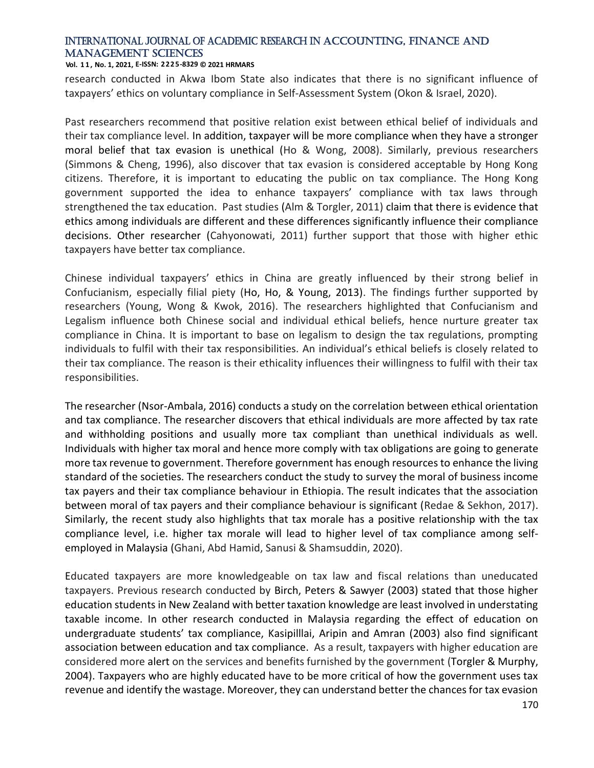research conducted in Akwa Ibom State also indicates that there is no significant influence of taxpayers' ethics on voluntary compliance in Self-Assessment System (Okon & Israel, 2020).

Past researchers recommend that positive relation exist between ethical belief of individuals and their tax compliance level. In addition, taxpayer will be more compliance when they have a stronger moral belief that tax evasion is unethical (Ho & Wong, 2008). Similarly, previous researchers (Simmons & Cheng, 1996), also discover that tax evasion is considered acceptable by Hong Kong citizens. Therefore, it is important to educating the public on tax compliance. The Hong Kong government supported the idea to enhance taxpayers' compliance with tax laws through strengthened the tax education. Past studies (Alm & Torgler, 2011) claim that there is evidence that ethics among individuals are different and these differences significantly influence their compliance decisions. Other researcher (Cahyonowati, 2011) further support that those with higher ethic taxpayers have better tax compliance.

Chinese individual taxpayers' ethics in China are greatly influenced by their strong belief in Confucianism, especially filial piety (Ho, Ho, & Young, 2013). The findings further supported by researchers (Young, Wong & Kwok, 2016). The researchers highlighted that Confucianism and Legalism influence both Chinese social and individual ethical beliefs, hence nurture greater tax compliance in China. It is important to base on legalism to design the tax regulations, prompting individuals to fulfil with their tax responsibilities. An individual's ethical beliefs is closely related to their tax compliance. The reason is their ethicality influences their willingness to fulfil with their tax responsibilities.

The researcher (Nsor-Ambala, 2016) conducts a study on the correlation between ethical orientation and tax compliance. The researcher discovers that ethical individuals are more affected by tax rate and withholding positions and usually more tax compliant than unethical individuals as well. Individuals with higher tax moral and hence more comply with tax obligations are going to generate more tax revenue to government. Therefore government has enough resources to enhance the living standard of the societies. The researchers conduct the study to survey the moral of business income tax payers and their tax compliance behaviour in Ethiopia. The result indicates that the association between moral of tax payers and their compliance behaviour is significant (Redae & Sekhon, 2017). Similarly, the recent study also highlights that tax morale has a positive relationship with the tax compliance level, i.e. higher tax morale will lead to higher level of tax compliance among self-employed in Malaysia (Ghani, Abd Hamid, Sanusi & Shamsuddin, 2020).

Educated taxpayers are more knowledgeable on tax law and fiscal relations than uneducated taxpayers. Previous research conducted by Birch, Peters & Sawyer (2003) stated that those higher education students in New Zealand with better taxation knowledge are least involved in understating taxable income. In other research conducted in Malaysia regarding the effect of education on undergraduate students' tax compliance, Kasipilllai, Aripin and Amran (2003) also find significant association between education and tax compliance. As a result, taxpayers with higher education are considered more alert on the services and benefits furnished by the government (Torgler & Murphy, 2004). Taxpayers who are highly educated have to be more critical of how the government uses tax revenue and identify the wastage. Moreover, they can understand better the chances for tax evasion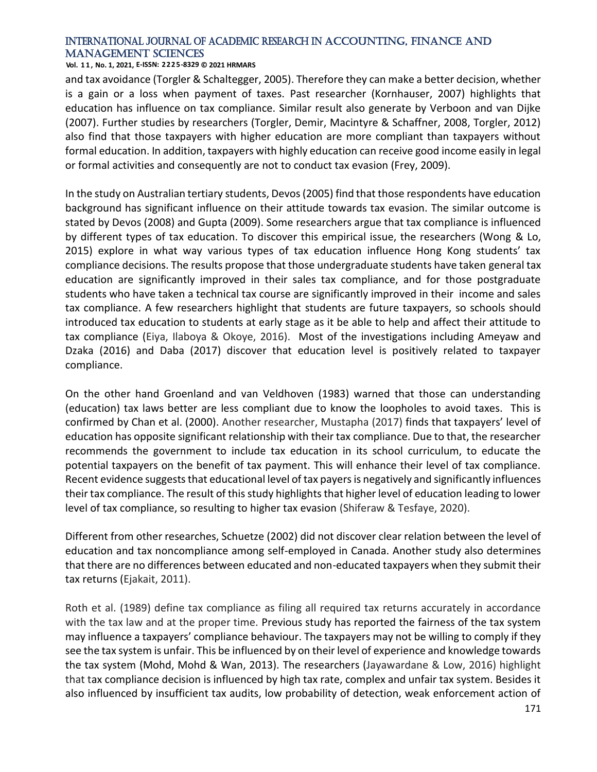and tax avoidance (Torgler & Schaltegger, 2005). Therefore they can make a better decision, whether is a gain or a loss when payment of taxes. Past researcher (Kornhauser, 2007) highlights that education has influence on tax compliance. Similar result also generate by Verboon and van Dijke (2007). Further studies by researchers (Torgler, Demir, Macintyre & Schaffner, 2008, Torgler, 2012) also find that those taxpayers with higher education are more compliant than taxpayers without formal education. In addition, taxpayers with highly education can receive good income easily in legal or formal activities and consequently are not to conduct tax evasion (Frey, 2009).

In the study on Australian tertiary students, Devos (2005) find that those respondents have education background has significant influence on their attitude towards tax evasion. The similar outcome is stated by Devos (2008) and Gupta (2009). Some researchers argue that tax compliance is influenced by different types of tax education. To discover this empirical issue, the researchers (Wong & Lo, 2015) explore in what way various types of tax education influence Hong Kong students' tax compliance decisions. The results propose that those undergraduate students have taken general tax education are significantly improved in their sales tax compliance, and for those postgraduate students who have taken a technical tax course are significantly improved in their income and sales tax compliance. A few researchers highlight that students are future taxpayers, so schools should introduced tax education to students at early stage as it be able to help and affect their attitude to tax compliance (Eiya, Ilaboya & Okoye, 2016). Most of the investigations including Ameyaw and Dzaka (2016) and Daba (2017) discover that education level is positively related to taxpayer compliance.

On the other hand Groenland and van Veldhoven (1983) warned that those can understanding (education) tax laws better are less compliant due to know the loopholes to avoid taxes. This is confirmed by Chan et al. (2000). Another researcher, Mustapha (2017) finds that taxpayers' level of education has opposite significant relationship with their tax compliance. Due to that, the researcher recommends the government to include tax education in its school curriculum, to educate the potential taxpayers on the benefit of tax payment. This will enhance their level of tax compliance. Recent evidence suggests that educational level of tax payers is negatively and significantly influences their tax compliance. The result of this study highlights that higher level of education leading to lower level of tax compliance, so resulting to higher tax evasion (Shiferaw & Tesfaye, 2020).

Different from other researches, Schuetze (2002) did not discover clear relation between the level of education and tax noncompliance among self-employed in Canada. Another study also determines that there are no differences between educated and non-educated taxpayers when they submit their tax returns (Ejakait, 2011).

Roth et al. (1989) define tax compliance as filing all required tax returns accurately in accordance with the tax law and at the proper time. Previous study has reported the fairness of the tax system may influence a taxpayers' compliance behaviour. The taxpayers may not be willing to comply if they see the tax system is unfair. This be influenced by on their level of experience and knowledge towards the tax system (Mohd, Mohd & Wan, 2013). The researchers (Jayawardane & Low, 2016) highlight that tax compliance decision is influenced by high tax rate, complex and unfair tax system. Besides it also influenced by insufficient tax audits, low probability of detection, weak enforcement action of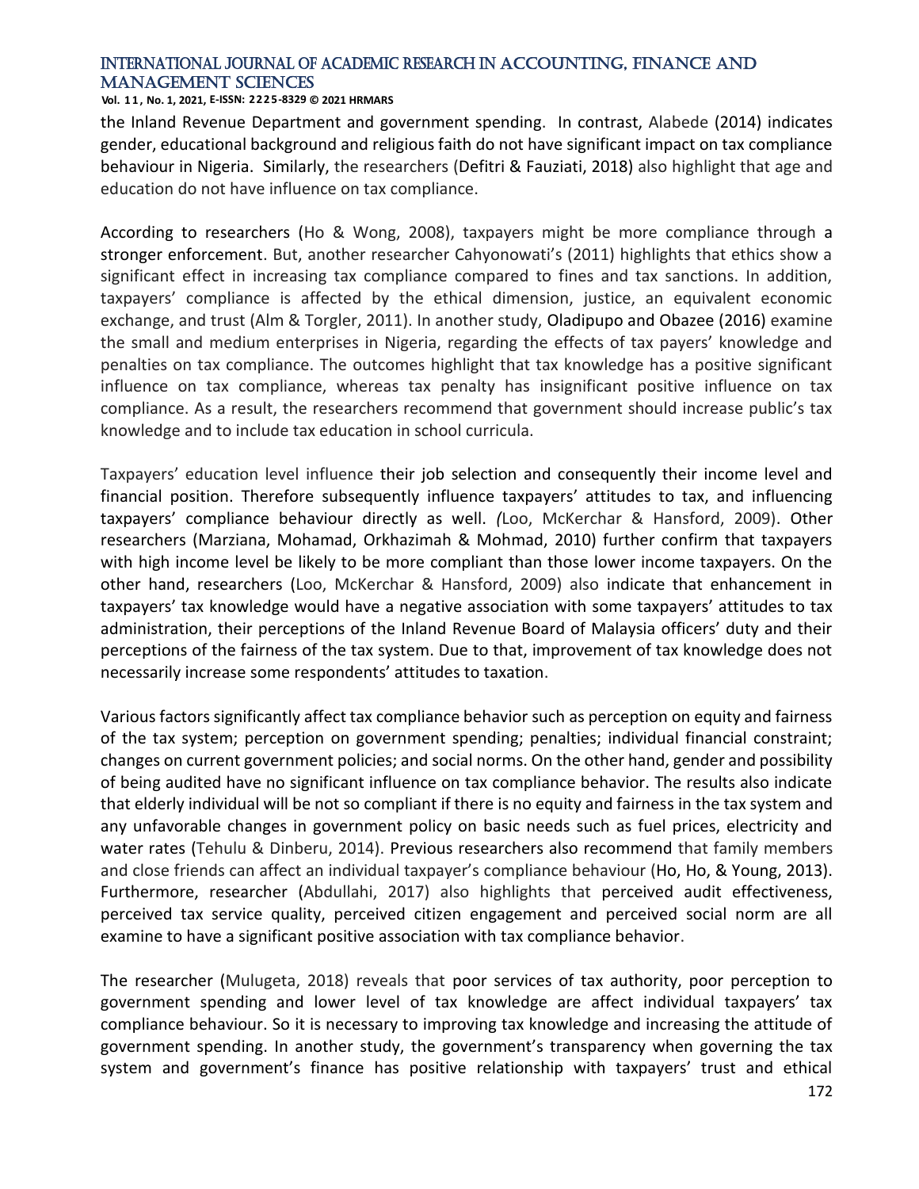the Inland Revenue Department and government spending. In contrast, Alabede (2014) indicates gender, educational background and religious faith do not have significant impact on tax compliance behaviour in Nigeria. Similarly, the researchers (Defitri & Fauziati, 2018) also highlight that age and education do not have influence on tax compliance.

According to researchers (Ho & Wong, 2008), taxpayers might be more compliance through a stronger enforcement. But, another researcher Cahyonowati's (2011) highlights that ethics show a significant effect in increasing tax compliance compared to fines and tax sanctions. In addition, taxpayers' compliance is affected by the ethical dimension, justice, an equivalent economic exchange, and trust (Alm & Torgler, 2011). In another study, Oladipupo and Obazee (2016) examine the small and medium enterprises in Nigeria, regarding the effects of tax payers' knowledge and penalties on tax compliance. The outcomes highlight that tax knowledge has a positive significant influence on tax compliance, whereas tax penalty has insignificant positive influence on tax compliance. As a result, the researchers recommend that government should increase public's tax knowledge and to include tax education in school curricula.

Taxpayers' education level influence their job selection and consequently their income level and financial position. Therefore subsequently influence taxpayers' attitudes to tax, and influencing taxpayers' compliance behaviour directly as well. *(*Loo, McKerchar & Hansford, 2009). Other researchers (Marziana, Mohamad, Orkhazimah & Mohmad, 2010) further confirm that taxpayers with high income level be likely to be more compliant than those lower income taxpayers. On the other hand, researchers (Loo, McKerchar & Hansford, 2009) also indicate that enhancement in taxpayers' tax knowledge would have a negative association with some taxpayers' attitudes to tax administration, their perceptions of the Inland Revenue Board of Malaysia officers' duty and their perceptions of the fairness of the tax system. Due to that, improvement of tax knowledge does not necessarily increase some respondents' attitudes to taxation.

Various factors significantly affect tax compliance behavior such as perception on equity and fairness of the tax system; perception on government spending; penalties; individual financial constraint; changes on current government policies; and social norms. On the other hand, gender and possibility of being audited have no significant influence on tax compliance behavior. The results also indicate that elderly individual will be not so compliant if there is no equity and fairness in the tax system and any unfavorable changes in government policy on basic needs such as fuel prices, electricity and water rates (Tehulu & Dinberu, 2014). Previous researchers also recommend that family members and close friends can affect an individual taxpayer's compliance behaviour (Ho, Ho, & Young, 2013). Furthermore, researcher (Abdullahi, 2017) also highlights that perceived audit effectiveness, perceived tax service quality, perceived citizen engagement and perceived social norm are all examine to have a significant positive association with tax compliance behavior.

The researcher (Mulugeta, 2018) reveals that poor services of tax authority, poor perception to government spending and lower level of tax knowledge are affect individual taxpayers' tax compliance behaviour. So it is necessary to improving tax knowledge and increasing the attitude of government spending. In another study, the government's transparency when governing the tax system and government's finance has positive relationship with taxpayers' trust and ethical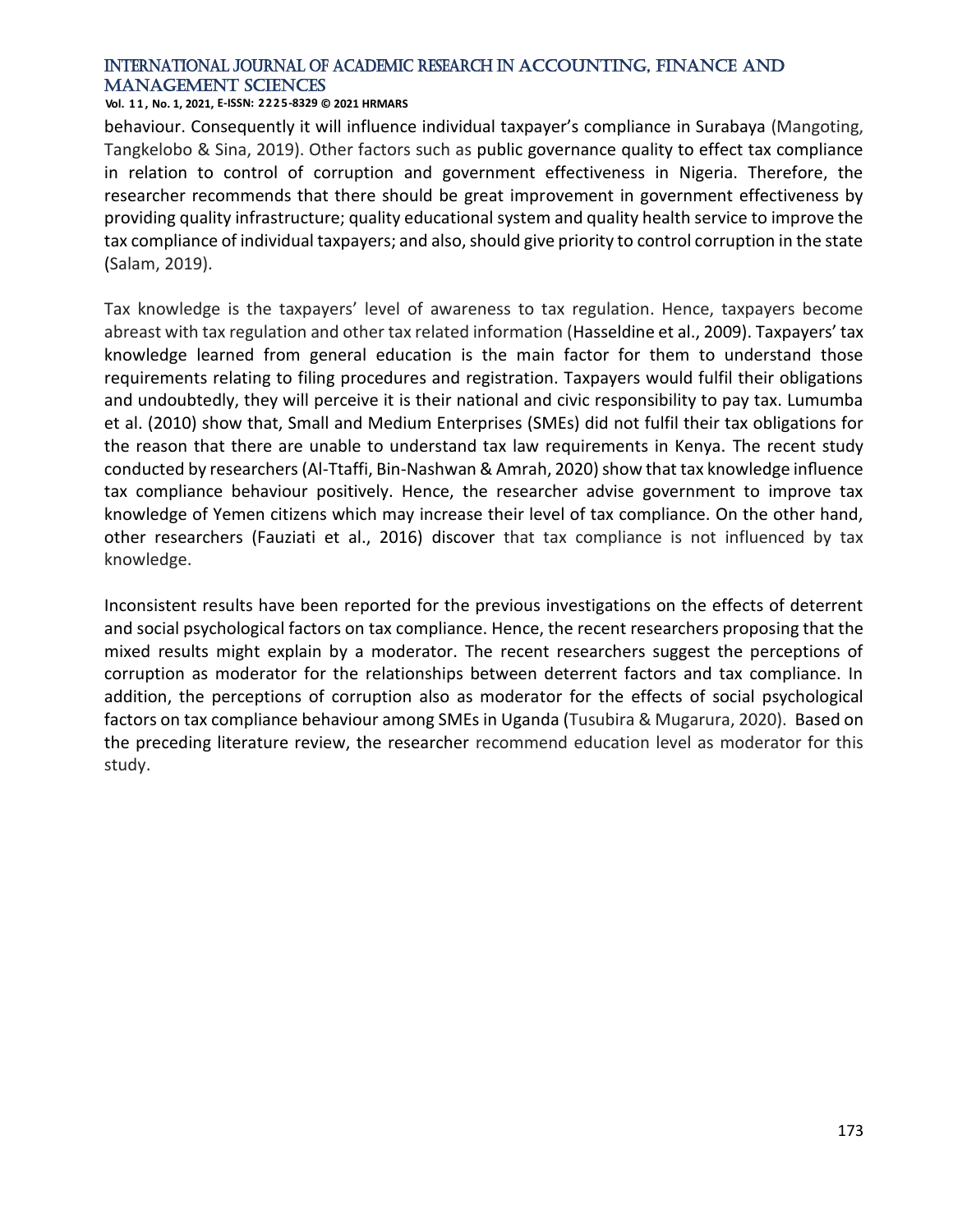behaviour. Consequently it will influence individual taxpayer's compliance in Surabaya (Mangoting, Tangkelobo & Sina, 2019). Other factors such as public governance quality to effect tax compliance in relation to control of corruption and government effectiveness in Nigeria. Therefore, the researcher recommends that there should be great improvement in government effectiveness by providing quality infrastructure; quality educational system and quality health service to improve the tax compliance of individual taxpayers; and also, should give priority to control corruption in the state (Salam, 2019).

Tax knowledge is the taxpayers' level of awareness to tax regulation. Hence, taxpayers become abreast with tax regulation and other tax related information (Hasseldine et al., 2009). Taxpayers' tax knowledge learned from general education is the main factor for them to understand those requirements relating to filing procedures and registration. Taxpayers would fulfil their obligations and undoubtedly, they will perceive it is their national and civic responsibility to pay tax. Lumumba et al. (2010) show that, Small and Medium Enterprises (SMEs) did not fulfil their tax obligations for the reason that there are unable to understand tax law requirements in Kenya. The recent study conducted by researchers (Al-Ttaffi, Bin-Nashwan & Amrah, 2020) show that tax knowledge influence tax compliance behaviour positively. Hence, the researcher advise government to improve tax knowledge of Yemen citizens which may increase their level of tax compliance. On the other hand, other researchers (Fauziati et al., 2016) discover that tax compliance is not influenced by tax knowledge.

Inconsistent results have been reported for the previous investigations on the effects of deterrent and social psychological factors on tax compliance. Hence, the recent researchers proposing that the mixed results might explain by a moderator. The recent researchers suggest the perceptions of corruption as moderator for the relationships between deterrent factors and tax compliance. In addition, the perceptions of corruption also as moderator for the effects of social psychological factors on tax compliance behaviour among SMEs in Uganda (Tusubira & Mugarura, 2020). Based on the preceding literature review, the researcher recommend education level as moderator for this study.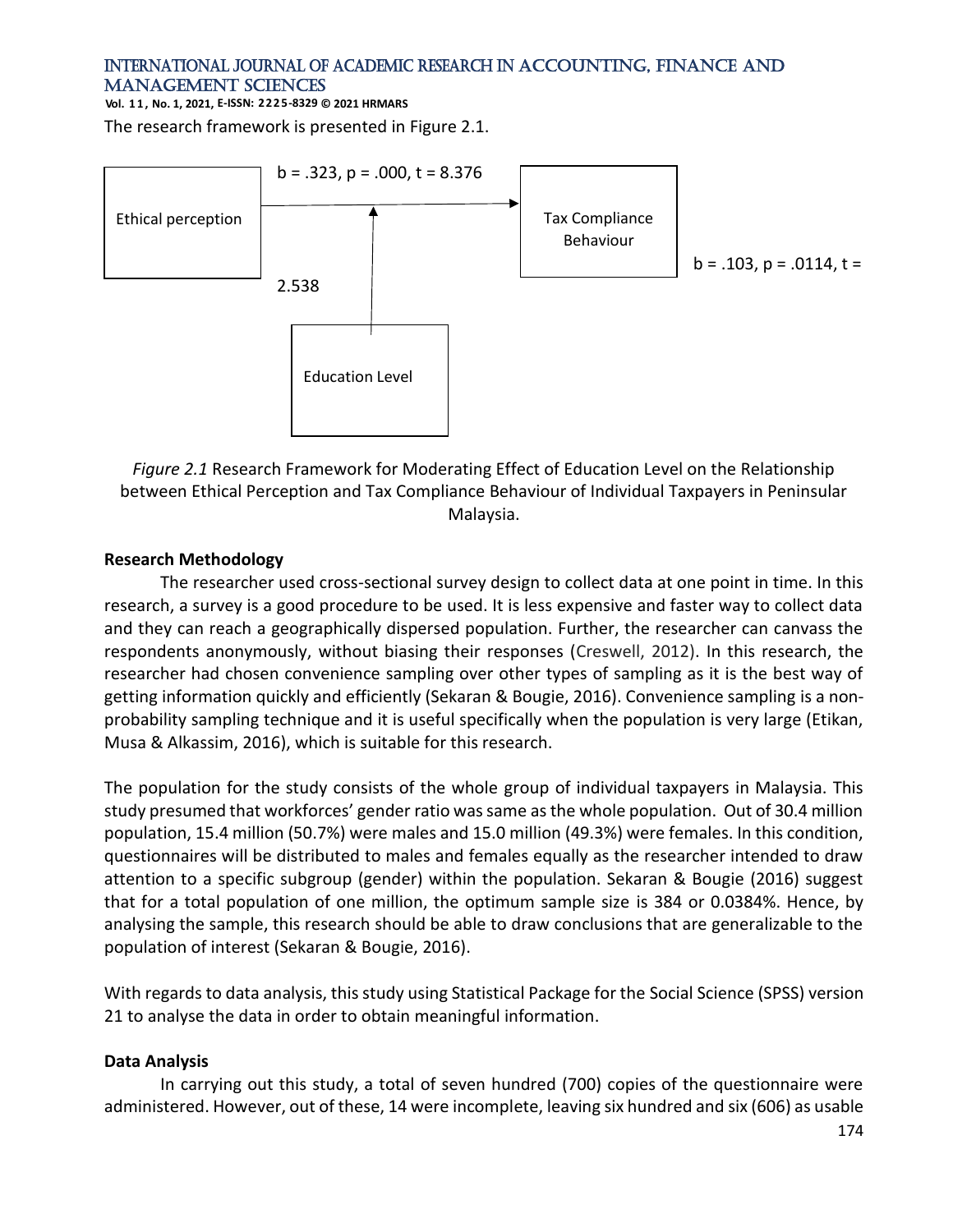The research framework is presented in Figure 2.1.

Ethical perception

b = .323, p = .000, t = 8.376

Tax Compliance Behaviour

b = .103, p = .0114, t =

2.538

Education Level

*Figure 2.1* Research Framework for Moderating Effect of Education Level on the Relationship between Ethical Perception and Tax Compliance Behaviour of Individual Taxpayers in Peninsular Malaysia.

## Research Methodology

The researcher used cross-sectional survey design to collect data at one point in time. In this research, a survey is a good procedure to be used. It is less expensive and faster way to collect data and they can reach a geographically dispersed population. Further, the researcher can canvass the respondents anonymously, without biasing their responses (Creswell, 2012). In this research, the researcher had chosen convenience sampling over other types of sampling as it is the best way of getting information quickly and efficiently (Sekaran & Bougie, 2016). Convenience sampling is a non-probability sampling technique and it is useful specifically when the population is very large (Etikan, Musa & Alkassim, 2016), which is suitable for this research.

The population for the study consists of the whole group of individual taxpayers in Malaysia. This study presumed that workforces' gender ratio was same as the whole population. Out of 30.4 million population, 15.4 million (50.7%) were males and 15.0 million (49.3%) were females. In this condition, questionnaires will be distributed to males and females equally as the researcher intended to draw attention to a specific subgroup (gender) within the population. Sekaran & Bougie (2016) suggest that for a total population of one million, the optimum sample size is 384 or 0.0384%. Hence, by analysing the sample, this research should be able to draw conclusions that are generalizable to the population of interest (Sekaran & Bougie, 2016).

With regards to data analysis, this study using Statistical Package for the Social Science (SPSS) version 21 to analyse the data in order to obtain meaningful information.

## Data Analysis

In carrying out this study, a total of seven hundred (700) copies of the questionnaire were administered. However, out of these, 14 were incomplete, leaving six hundred and six (606) as usable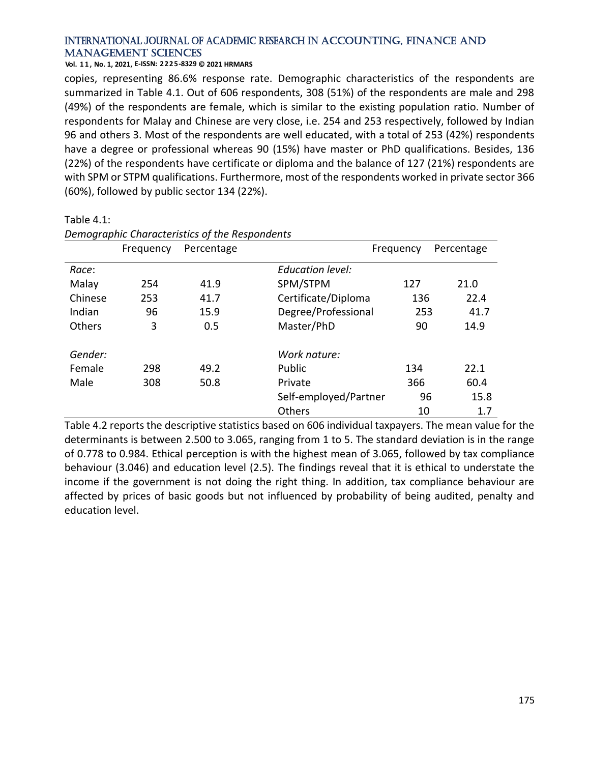copies, representing 86.6% response rate. Demographic characteristics of the respondents are summarized in Table 4.1. Out of 606 respondents, 308 (51%) of the respondents are male and 298 (49%) of the respondents are female, which is similar to the existing population ratio. Number of respondents for Malay and Chinese are very close, i.e. 254 and 253 respectively, followed by Indian 96 and others 3. Most of the respondents are well educated, with a total of 253 (42%) respondents have a degree or professional whereas 90 (15%) have master or PhD qualifications. Besides, 136 (22%) of the respondents have certificate or diploma and the balance of 127 (21%) respondents are with SPM or STPM qualifications. Furthermore, most of the respondents worked in private sector 366 (60%), followed by public sector 134 (22%).

Table 4.1:

*Demographic Characteristics of the Respondents*

| | Frequency | Percentage | | Frequency | Percentage |
|---|---|---|---|---|---|
| *Race*: | | | *Education level:* | | |
| Malay | 254 | 41.9 | SPM/STPM | 127 | 21.0 |
| Chinese | 253 | 41.7 | Certificate/Diploma | 136 | 22.4 |
| Indian | 96 | 15.9 | Degree/Professional | 253 | 41.7 |
| Others | 3 | 0.5 | Master/PhD | 90 | 14.9 |
| | | | | | |
| *Gender:* | | | *Work nature:* | | |
| Female | 298 | 49.2 | Public | 134 | 22.1 |
| Male | 308 | 50.8 | Private | 366 | 60.4 |
| | | | Self-employed/Partner | 96 | 15.8 |
| | | | Others | 10 | 1.7 |

Table 4.2 reports the descriptive statistics based on 606 individual taxpayers. The mean value for the determinants is between 2.500 to 3.065, ranging from 1 to 5. The standard deviation is in the range of 0.778 to 0.984. Ethical perception is with the highest mean of 3.065, followed by tax compliance behaviour (3.046) and education level (2.5). The findings reveal that it is ethical to understate the income if the government is not doing the right thing. In addition, tax compliance behaviour are affected by prices of basic goods but not influenced by probability of being audited, penalty and education level.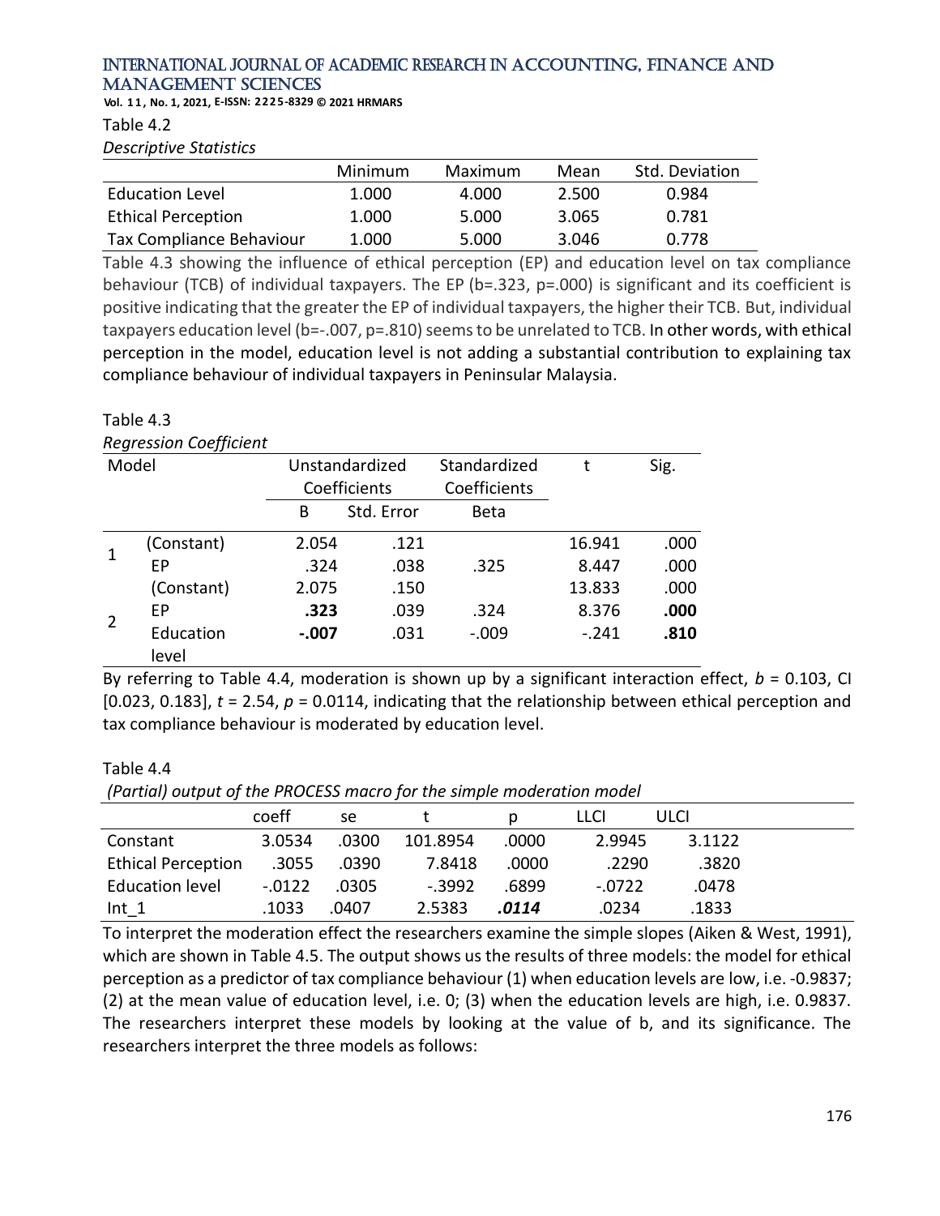Table 4.2

*Descriptive Statistics*

| | Minimum | Maximum | Mean | Std. Deviation |
|---|---|---|---|---|
| Education Level | 1.000 | 4.000 | 2.500 | 0.984 |
| Ethical Perception | 1.000 | 5.000 | 3.065 | 0.781 |
| Tax Compliance Behaviour | 1.000 | 5.000 | 3.046 | 0.778 |

Table 4.3 showing the influence of ethical perception (EP) and education level on tax compliance behaviour (TCB) of individual taxpayers. The EP (b=.323, p=.000) is significant and its coefficient is positive indicating that the greater the EP of individual taxpayers, the higher their TCB. But, individual taxpayers education level (b=-.007, p=.810) seems to be unrelated to TCB. In other words, with ethical perception in the model, education level is not adding a substantial contribution to explaining tax compliance behaviour of individual taxpayers in Peninsular Malaysia.

Table 4.3

*Regression Coefficient*

| Model | | Unstandardized Coefficients | | Standardized Coefficients | t | Sig. |
|---|---|---|---|---|---|---|
| | | B | Std. Error | Beta | | |
| 1 | (Constant) | 2.054 | .121 | | 16.941 | .000 |
| | EP | .324 | .038 | .325 | 8.447 | .000 |
| 2 | (Constant) | 2.075 | .150 | | 13.833 | .000 |
| | EP | **.323** | .039 | .324 | 8.376 | **.000** |
| | Education level | **-.007** | .031 | -.009 | -.241 | **.810** |

By referring to Table 4.4, moderation is shown up by a significant interaction effect, $b$ = 0.103, CI [0.023, 0.183], $t$ = 2.54, $p$ = 0.0114, indicating that the relationship between ethical perception and tax compliance behaviour is moderated by education level.

Table 4.4

*(Partial) output of the PROCESS macro for the simple moderation model*

| | coeff | se | t | p | LLCI | ULCI |
|---|---|---|---|---|---|---|
| Constant | 3.0534 | .0300 | 101.8954 | .0000 | 2.9945 | 3.1122 |
| Ethical Perception | .3055 | .0390 | 7.8418 | .0000 | .2290 | .3820 |
| Education level | -.0122 | .0305 | -.3992 | .6899 | -.0722 | .0478 |
| Int_1 | .1033 | .0407 | 2.5383 | ***.0114*** | .0234 | .1833 |

To interpret the moderation effect the researchers examine the simple slopes (Aiken & West, 1991), which are shown in Table 4.5. The output shows us the results of three models: the model for ethical perception as a predictor of tax compliance behaviour (1) when education levels are low, i.e. -0.9837; (2) at the mean value of education level, i.e. 0; (3) when the education levels are high, i.e. 0.9837. The researchers interpret these models by looking at the value of b, and its significance. The researchers interpret the three models as follows: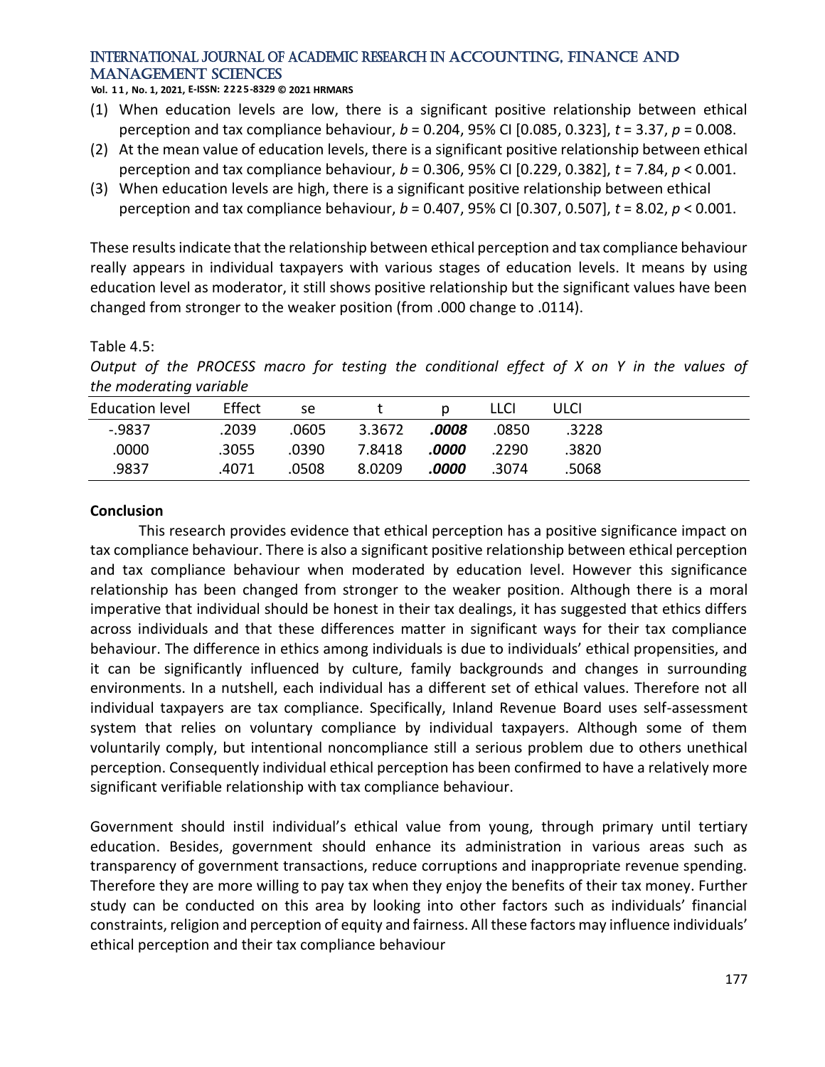(1) When education levels are low, there is a significant positive relationship between ethical perception and tax compliance behaviour, $b = 0.204$, 95% CI [0.085, 0.323], $t = 3.37$, $p = 0.008$.
(2) At the mean value of education levels, there is a significant positive relationship between ethical perception and tax compliance behaviour, $b = 0.306$, 95% CI [0.229, 0.382], $t = 7.84$, $p < 0.001$.
(3) When education levels are high, there is a significant positive relationship between ethical perception and tax compliance behaviour, $b = 0.407$, 95% CI [0.307, 0.507], $t = 8.02$, $p < 0.001$.

These results indicate that the relationship between ethical perception and tax compliance behaviour really appears in individual taxpayers with various stages of education levels. It means by using education level as moderator, it still shows positive relationship but the significant values have been changed from stronger to the weaker position (from .000 change to .0114).

Table 4.5:

*Output of the PROCESS macro for testing the conditional effect of X on Y in the values of the moderating variable*

| Education level | Effect | se | t | p | LLCI | ULCI |
|---|---|---|---|---|---|---|
| -.9837 | .2039 | .0605 | 3.3672 | ***.0008*** | .0850 | .3228 |
| .0000 | .3055 | .0390 | 7.8418 | ***.0000*** | .2290 | .3820 |
| .9837 | .4071 | .0508 | 8.0209 | ***.0000*** | .3074 | .5068 |

**Conclusion**

This research provides evidence that ethical perception has a positive significance impact on tax compliance behaviour. There is also a significant positive relationship between ethical perception and tax compliance behaviour when moderated by education level. However this significance relationship has been changed from stronger to the weaker position. Although there is a moral imperative that individual should be honest in their tax dealings, it has suggested that ethics differs across individuals and that these differences matter in significant ways for their tax compliance behaviour. The difference in ethics among individuals is due to individuals' ethical propensities, and it can be significantly influenced by culture, family backgrounds and changes in surrounding environments. In a nutshell, each individual has a different set of ethical values. Therefore not all individual taxpayers are tax compliance. Specifically, Inland Revenue Board uses self-assessment system that relies on voluntary compliance by individual taxpayers. Although some of them voluntarily comply, but intentional noncompliance still a serious problem due to others unethical perception. Consequently individual ethical perception has been confirmed to have a relatively more significant verifiable relationship with tax compliance behaviour.

Government should instil individual's ethical value from young, through primary until tertiary education. Besides, government should enhance its administration in various areas such as transparency of government transactions, reduce corruptions and inappropriate revenue spending. Therefore they are more willing to pay tax when they enjoy the benefits of their tax money. Further study can be conducted on this area by looking into other factors such as individuals' financial constraints, religion and perception of equity and fairness. All these factors may influence individuals' ethical perception and their tax compliance behaviour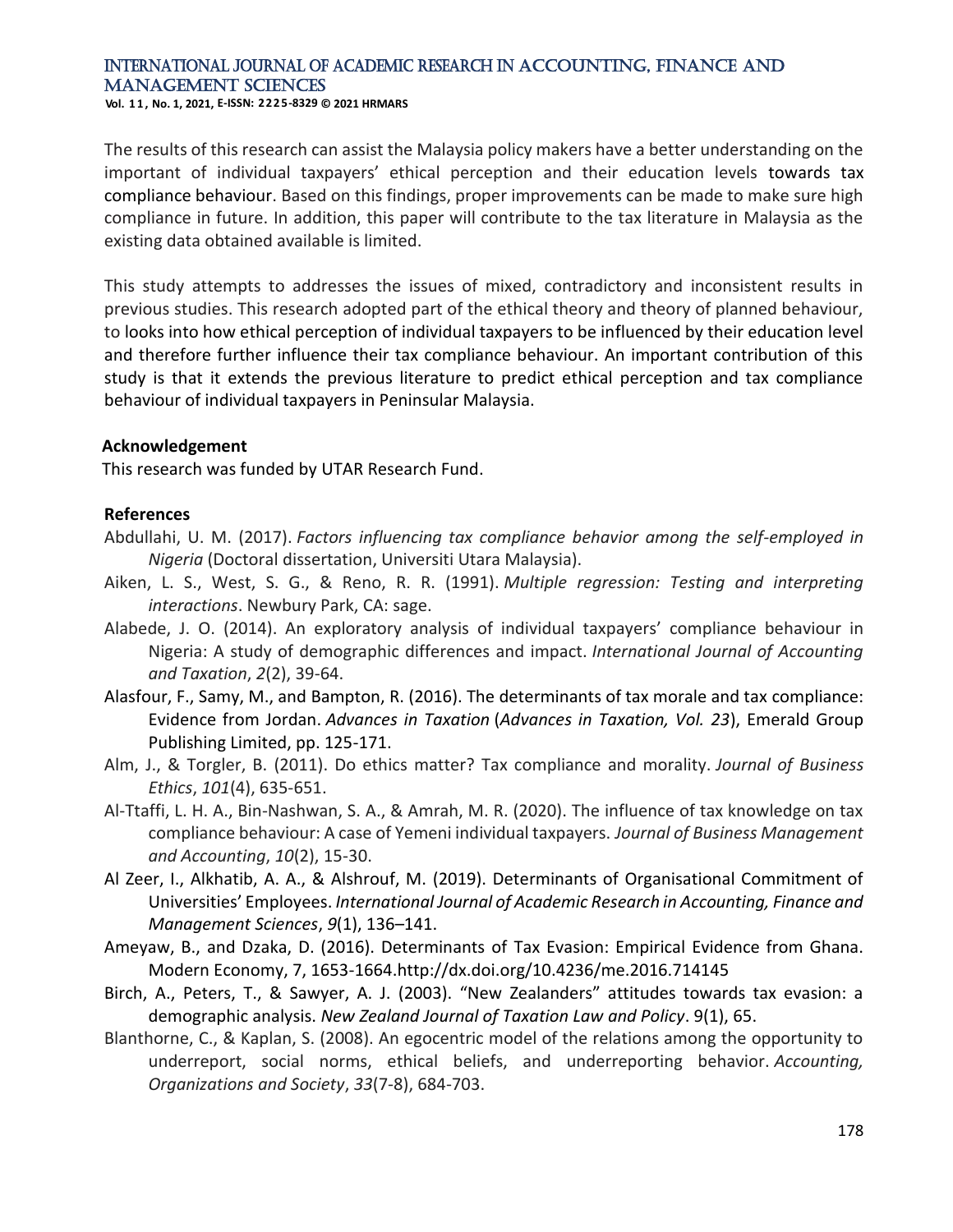The results of this research can assist the Malaysia policy makers have a better understanding on the important of individual taxpayers' ethical perception and their education levels towards tax compliance behaviour. Based on this findings, proper improvements can be made to make sure high compliance in future. In addition, this paper will contribute to the tax literature in Malaysia as the existing data obtained available is limited.

This study attempts to addresses the issues of mixed, contradictory and inconsistent results in previous studies. This research adopted part of the ethical theory and theory of planned behaviour, to looks into how ethical perception of individual taxpayers to be influenced by their education level and therefore further influence their tax compliance behaviour. An important contribution of this study is that it extends the previous literature to predict ethical perception and tax compliance behaviour of individual taxpayers in Peninsular Malaysia.

### Acknowledgement

This research was funded by UTAR Research Fund.

### References

Abdullahi, U. M. (2017). *Factors influencing tax compliance behavior among the self-employed in Nigeria* (Doctoral dissertation, Universiti Utara Malaysia).

Aiken, L. S., West, S. G., & Reno, R. R. (1991). *Multiple regression: Testing and interpreting interactions*. Newbury Park, CA: sage.

Alabede, J. O. (2014). An exploratory analysis of individual taxpayers' compliance behaviour in Nigeria: A study of demographic differences and impact. *International Journal of Accounting and Taxation*, *2*(2), 39-64.

Alasfour, F., Samy, M., and Bampton, R. (2016). The determinants of tax morale and tax compliance: Evidence from Jordan. *Advances in Taxation* (*Advances in Taxation, Vol. 23*), Emerald Group Publishing Limited, pp. 125-171.

Alm, J., & Torgler, B. (2011). Do ethics matter? Tax compliance and morality. *Journal of Business Ethics*, *101*(4), 635-651.

Al-Ttaffi, L. H. A., Bin-Nashwan, S. A., & Amrah, M. R. (2020). The influence of tax knowledge on tax compliance behaviour: A case of Yemeni individual taxpayers. *Journal of Business Management and Accounting*, *10*(2), 15-30.

Al Zeer, I., Alkhatib, A. A., & Alshrouf, M. (2019). Determinants of Organisational Commitment of Universities' Employees. *International Journal of Academic Research in Accounting, Finance and Management Sciences*, *9*(1), 136–141.

Ameyaw, B., and Dzaka, D. (2016). Determinants of Tax Evasion: Empirical Evidence from Ghana. Modern Economy, 7, 1653-1664.http://dx.doi.org/10.4236/me.2016.714145

Birch, A., Peters, T., & Sawyer, A. J. (2003). "New Zealanders" attitudes towards tax evasion: a demographic analysis. *New Zealand Journal of Taxation Law and Policy*. 9(1), 65.

Blanthorne, C., & Kaplan, S. (2008). An egocentric model of the relations among the opportunity to underreport, social norms, ethical beliefs, and underreporting behavior. *Accounting, Organizations and Society*, *33*(7-8), 684-703.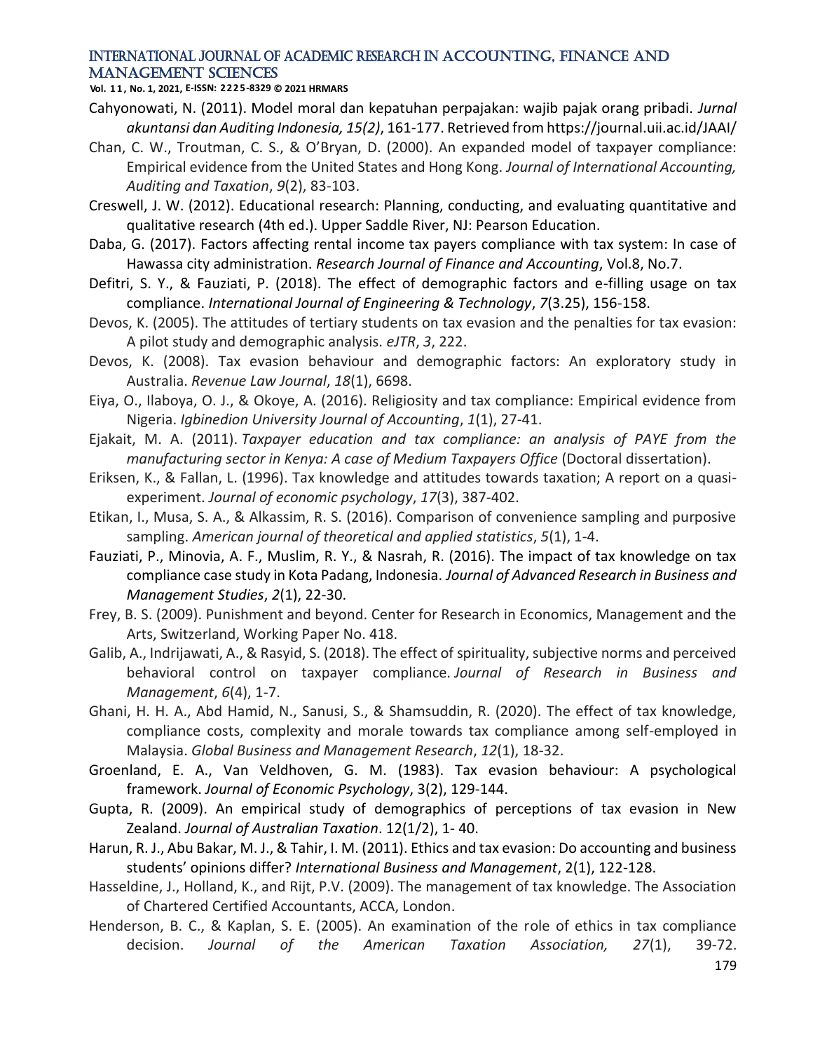Cahyonowati, N. (2011). Model moral dan kepatuhan perpajakan: wajib pajak orang pribadi. *Jurnal akuntansi dan Auditing Indonesia, 15(2)*, 161-177. Retrieved from https://journal.uii.ac.id/JAAI/

Chan, C. W., Troutman, C. S., & O'Bryan, D. (2000). An expanded model of taxpayer compliance: Empirical evidence from the United States and Hong Kong. *Journal of International Accounting, Auditing and Taxation*, *9*(2), 83-103.

Creswell, J. W. (2012). Educational research: Planning, conducting, and evaluating quantitative and qualitative research (4th ed.). Upper Saddle River, NJ: Pearson Education.

Daba, G. (2017). Factors affecting rental income tax payers compliance with tax system: In case of Hawassa city administration. *Research Journal of Finance and Accounting*, Vol.8, No.7.

Defitri, S. Y., & Fauziati, P. (2018). The effect of demographic factors and e-filling usage on tax compliance. *International Journal of Engineering & Technology*, *7*(3.25), 156-158.

Devos, K. (2005). The attitudes of tertiary students on tax evasion and the penalties for tax evasion: A pilot study and demographic analysis. *eJTR*, *3*, 222.

Devos, K. (2008). Tax evasion behaviour and demographic factors: An exploratory study in Australia. *Revenue Law Journal*, *18*(1), 6698.

Eiya, O., Ilaboya, O. J., & Okoye, A. (2016). Religiosity and tax compliance: Empirical evidence from Nigeria. *Igbinedion University Journal of Accounting*, *1*(1), 27-41.

Ejakait, M. A. (2011). *Taxpayer education and tax compliance: an analysis of PAYE from the manufacturing sector in Kenya: A case of Medium Taxpayers Office* (Doctoral dissertation).

Eriksen, K., & Fallan, L. (1996). Tax knowledge and attitudes towards taxation; A report on a quasi-experiment. *Journal of economic psychology*, *17*(3), 387-402.

Etikan, I., Musa, S. A., & Alkassim, R. S. (2016). Comparison of convenience sampling and purposive sampling. *American journal of theoretical and applied statistics*, *5*(1), 1-4.

Fauziati, P., Minovia, A. F., Muslim, R. Y., & Nasrah, R. (2016). The impact of tax knowledge on tax compliance case study in Kota Padang, Indonesia. *Journal of Advanced Research in Business and Management Studies*, *2*(1), 22-30.

Frey, B. S. (2009). Punishment and beyond. Center for Research in Economics, Management and the Arts, Switzerland, Working Paper No. 418.

Galib, A., Indrijawati, A., & Rasyid, S. (2018). The effect of spirituality, subjective norms and perceived behavioral control on taxpayer compliance. *Journal of Research in Business and Management*, *6*(4), 1-7.

Ghani, H. H. A., Abd Hamid, N., Sanusi, S., & Shamsuddin, R. (2020). The effect of tax knowledge, compliance costs, complexity and morale towards tax compliance among self-employed in Malaysia. *Global Business and Management Research*, *12*(1), 18-32.

Groenland, E. A., Van Veldhoven, G. M. (1983). Tax evasion behaviour: A psychological framework. *Journal of Economic Psychology*, 3(2), 129-144.

Gupta, R. (2009). An empirical study of demographics of perceptions of tax evasion in New Zealand. *Journal of Australian Taxation*. 12(1/2), 1- 40.

Harun, R. J., Abu Bakar, M. J., & Tahir, I. M. (2011). Ethics and tax evasion: Do accounting and business students' opinions differ? *International Business and Management*, 2(1), 122-128.

Hasseldine, J., Holland, K., and Rijt, P.V. (2009). The management of tax knowledge. The Association of Chartered Certified Accountants, ACCA, London.

Henderson, B. C., & Kaplan, S. E. (2005). An examination of the role of ethics in tax compliance decision. *Journal of the American Taxation Association, 27*(1), 39-72.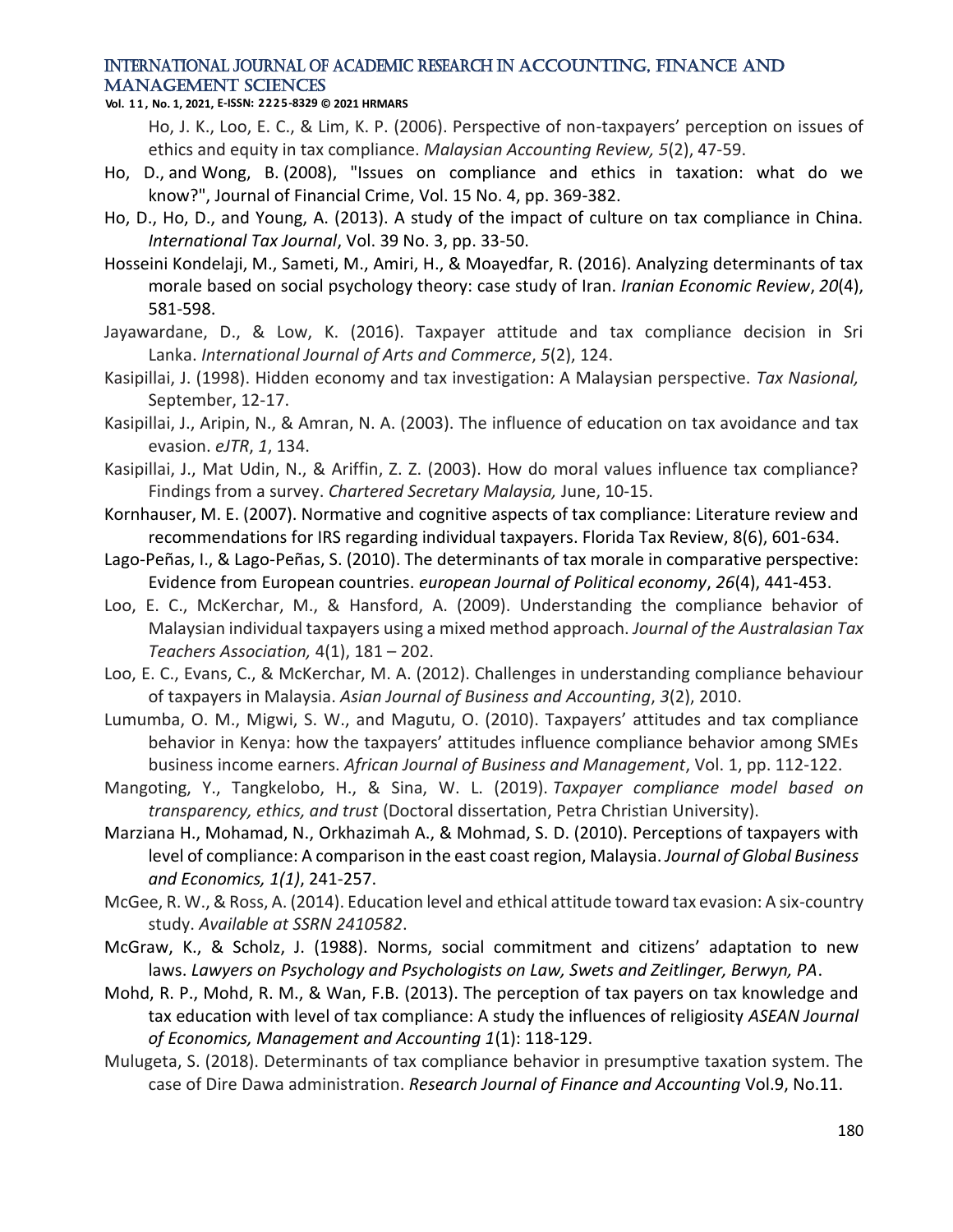Ho, J. K., Loo, E. C., & Lim, K. P. (2006). Perspective of non-taxpayers' perception on issues of ethics and equity in tax compliance. *Malaysian Accounting Review, 5*(2), 47-59.

Ho, D., and Wong, B. (2008), "Issues on compliance and ethics in taxation: what do we know?", Journal of Financial Crime, Vol. 15 No. 4, pp. 369-382.

Ho, D., Ho, D., and Young, A. (2013). A study of the impact of culture on tax compliance in China. *International Tax Journal*, Vol. 39 No. 3, pp. 33-50.

Hosseini Kondelaji, M., Sameti, M., Amiri, H., & Moayedfar, R. (2016). Analyzing determinants of tax morale based on social psychology theory: case study of Iran. *Iranian Economic Review*, *20*(4), 581-598.

Jayawardane, D., & Low, K. (2016). Taxpayer attitude and tax compliance decision in Sri Lanka. *International Journal of Arts and Commerce*, *5*(2), 124.

Kasipillai, J. (1998). Hidden economy and tax investigation: A Malaysian perspective. *Tax Nasional,* September, 12-17.

Kasipillai, J., Aripin, N., & Amran, N. A. (2003). The influence of education on tax avoidance and tax evasion. *eJTR*, *1*, 134.

Kasipillai, J., Mat Udin, N., & Ariffin, Z. Z. (2003). How do moral values influence tax compliance? Findings from a survey. *Chartered Secretary Malaysia,* June, 10-15.

Kornhauser, M. E. (2007). Normative and cognitive aspects of tax compliance: Literature review and recommendations for IRS regarding individual taxpayers. Florida Tax Review, 8(6), 601-634.

Lago-Peñas, I., & Lago-Peñas, S. (2010). The determinants of tax morale in comparative perspective: Evidence from European countries. *european Journal of Political economy*, *26*(4), 441-453.

Loo, E. C., McKerchar, M., & Hansford, A. (2009). Understanding the compliance behavior of Malaysian individual taxpayers using a mixed method approach. *Journal of the Australasian Tax Teachers Association,* 4(1), 181 – 202.

Loo, E. C., Evans, C., & McKerchar, M. A. (2012). Challenges in understanding compliance behaviour of taxpayers in Malaysia. *Asian Journal of Business and Accounting*, *3*(2), 2010.

Lumumba, O. M., Migwi, S. W., and Magutu, O. (2010). Taxpayers' attitudes and tax compliance behavior in Kenya: how the taxpayers' attitudes influence compliance behavior among SMEs business income earners. *African Journal of Business and Management*, Vol. 1, pp. 112-122.

Mangoting, Y., Tangkelobo, H., & Sina, W. L. (2019). *Taxpayer compliance model based on transparency, ethics, and trust* (Doctoral dissertation, Petra Christian University).

Marziana H., Mohamad, N., Orkhazimah A., & Mohmad, S. D. (2010). Perceptions of taxpayers with level of compliance: A comparison in the east coast region, Malaysia. *Journal of Global Business and Economics, 1(1)*, 241-257.

McGee, R. W., & Ross, A. (2014). Education level and ethical attitude toward tax evasion: A six-country study. *Available at SSRN 2410582*.

McGraw, K., & Scholz, J. (1988). Norms, social commitment and citizens' adaptation to new laws. *Lawyers on Psychology and Psychologists on Law, Swets and Zeitlinger, Berwyn, PA*.

Mohd, R. P., Mohd, R. M., & Wan, F.B. (2013). The perception of tax payers on tax knowledge and tax education with level of tax compliance: A study the influences of religiosity *ASEAN Journal of Economics, Management and Accounting 1*(1): 118-129.

Mulugeta, S. (2018). Determinants of tax compliance behavior in presumptive taxation system. The case of Dire Dawa administration. *Research Journal of Finance and Accounting* Vol.9, No.11.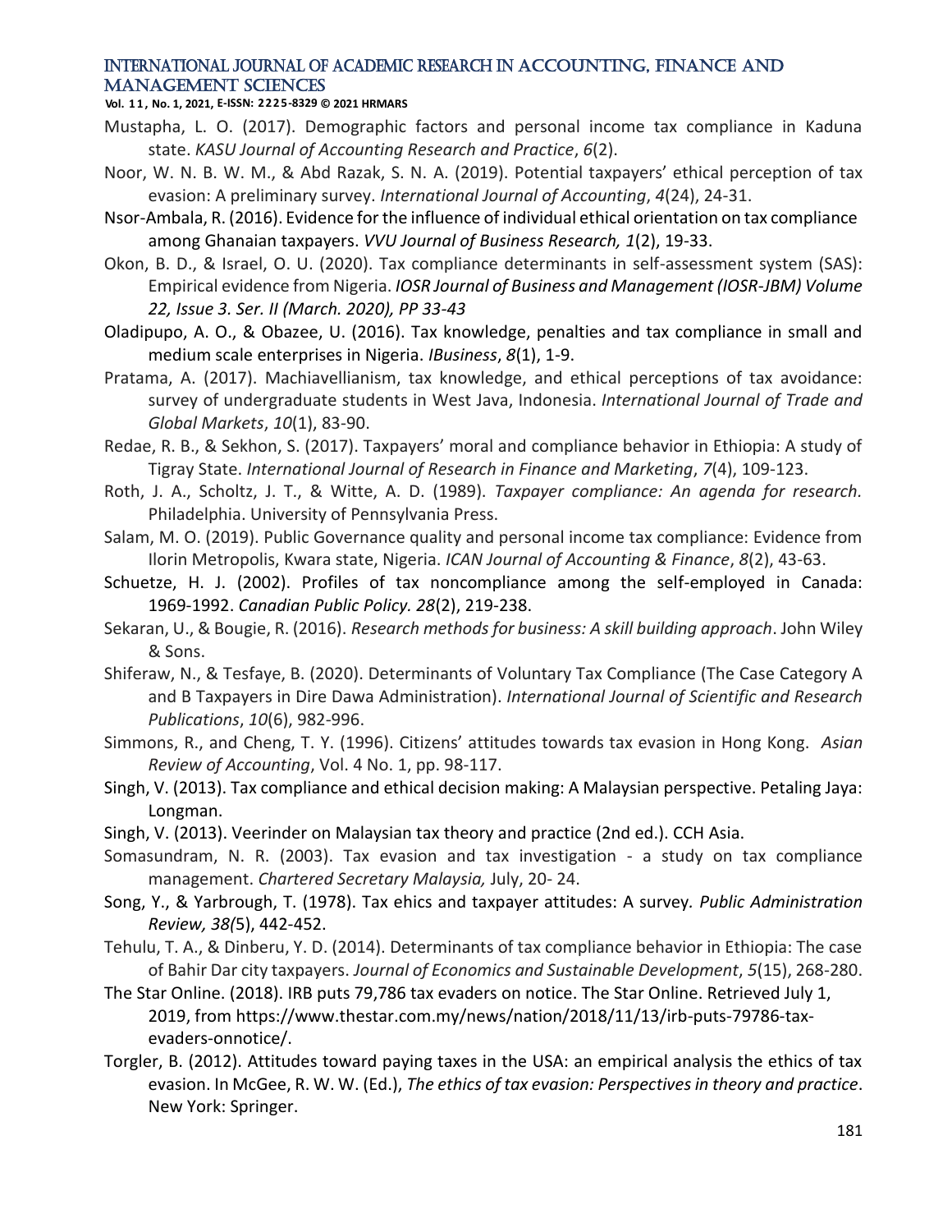Mustapha, L. O. (2017). Demographic factors and personal income tax compliance in Kaduna state. *KASU Journal of Accounting Research and Practice*, *6*(2).

Noor, W. N. B. W. M., & Abd Razak, S. N. A. (2019). Potential taxpayers' ethical perception of tax evasion: A preliminary survey. *International Journal of Accounting*, *4*(24), 24-31.

Nsor-Ambala, R. (2016). Evidence for the influence of individual ethical orientation on tax compliance among Ghanaian taxpayers. *VVU Journal of Business Research, 1*(2), 19-33.

Okon, B. D., & Israel, O. U. (2020). Tax compliance determinants in self-assessment system (SAS): Empirical evidence from Nigeria. *IOSR Journal of Business and Management (IOSR-JBM) Volume 22, Issue 3. Ser. II (March. 2020), PP 33-43*

Oladipupo, A. O., & Obazee, U. (2016). Tax knowledge, penalties and tax compliance in small and medium scale enterprises in Nigeria. *IBusiness*, *8*(1), 1-9.

Pratama, A. (2017). Machiavellianism, tax knowledge, and ethical perceptions of tax avoidance: survey of undergraduate students in West Java, Indonesia. *International Journal of Trade and Global Markets*, *10*(1), 83-90.

Redae, R. B., & Sekhon, S. (2017). Taxpayers' moral and compliance behavior in Ethiopia: A study of Tigray State. *International Journal of Research in Finance and Marketing*, *7*(4), 109-123.

Roth, J. A., Scholtz, J. T., & Witte, A. D. (1989). *Taxpayer compliance: An agenda for research.* Philadelphia. University of Pennsylvania Press.

Salam, M. O. (2019). Public Governance quality and personal income tax compliance: Evidence from Ilorin Metropolis, Kwara state, Nigeria. *ICAN Journal of Accounting & Finance*, *8*(2), 43-63.

Schuetze, H. J. (2002). Profiles of tax noncompliance among the self-employed in Canada: 1969-1992. *Canadian Public Policy. 28*(2), 219-238.

Sekaran, U., & Bougie, R. (2016). *Research methods for business: A skill building approach*. John Wiley & Sons.

Shiferaw, N., & Tesfaye, B. (2020). Determinants of Voluntary Tax Compliance (The Case Category A and B Taxpayers in Dire Dawa Administration). *International Journal of Scientific and Research Publications*, *10*(6), 982-996.

Simmons, R., and Cheng, T. Y. (1996). Citizens' attitudes towards tax evasion in Hong Kong. *Asian Review of Accounting*, Vol. 4 No. 1, pp. 98-117.

Singh, V. (2013). Tax compliance and ethical decision making: A Malaysian perspective. Petaling Jaya: Longman.

Singh, V. (2013). Veerinder on Malaysian tax theory and practice (2nd ed.). CCH Asia.

Somasundram, N. R. (2003). Tax evasion and tax investigation - a study on tax compliance management. *Chartered Secretary Malaysia,* July, 20- 24.

Song, Y., & Yarbrough, T. (1978). Tax ehics and taxpayer attitudes: A survey. *Public Administration Review, 38(*5), 442-452.

Tehulu, T. A., & Dinberu, Y. D. (2014). Determinants of tax compliance behavior in Ethiopia: The case of Bahir Dar city taxpayers. *Journal of Economics and Sustainable Development*, *5*(15), 268-280.

The Star Online. (2018). IRB puts 79,786 tax evaders on notice. The Star Online. Retrieved July 1, 2019, from https://www.thestar.com.my/news/nation/2018/11/13/irb-puts-79786-tax-evaders-onnotice/.

Torgler, B. (2012). Attitudes toward paying taxes in the USA: an empirical analysis the ethics of tax evasion. In McGee, R. W. W. (Ed.), *The ethics of tax evasion: Perspectives in theory and practice*. New York: Springer.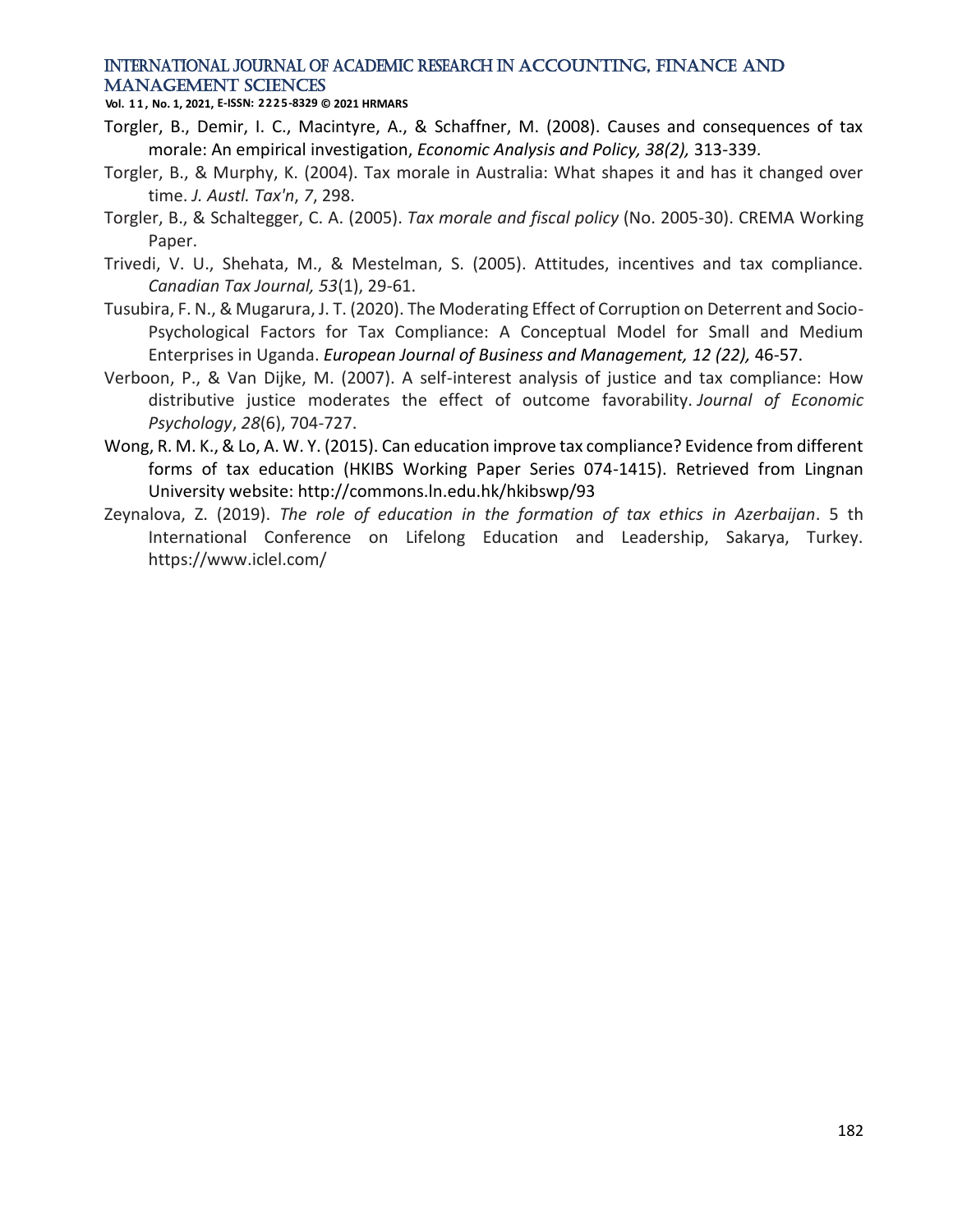Torgler, B., Demir, I. C., Macintyre, A., & Schaffner, M. (2008). Causes and consequences of tax morale: An empirical investigation, *Economic Analysis and Policy, 38(2),* 313-339.

Torgler, B., & Murphy, K. (2004). Tax morale in Australia: What shapes it and has it changed over time. *J. Austl. Tax'n*, *7*, 298.

Torgler, B., & Schaltegger, C. A. (2005). *Tax morale and fiscal policy* (No. 2005-30). CREMA Working Paper.

Trivedi, V. U., Shehata, M., & Mestelman, S. (2005). Attitudes, incentives and tax compliance. *Canadian Tax Journal, 53*(1), 29-61.

Tusubira, F. N., & Mugarura, J. T. (2020). The Moderating Effect of Corruption on Deterrent and Socio-Psychological Factors for Tax Compliance: A Conceptual Model for Small and Medium Enterprises in Uganda. *European Journal of Business and Management, 12 (22),* 46-57.

Verboon, P., & Van Dijke, M. (2007). A self-interest analysis of justice and tax compliance: How distributive justice moderates the effect of outcome favorability. *Journal of Economic Psychology*, *28*(6), 704-727.

Wong, R. M. K., & Lo, A. W. Y. (2015). Can education improve tax compliance? Evidence from different forms of tax education (HKIBS Working Paper Series 074-1415). Retrieved from Lingnan University website: http://commons.ln.edu.hk/hkibswp/93

Zeynalova, Z. (2019). *The role of education in the formation of tax ethics in Azerbaijan*. 5 th International Conference on Lifelong Education and Leadership, Sakarya, Turkey. https://www.iclel.com/